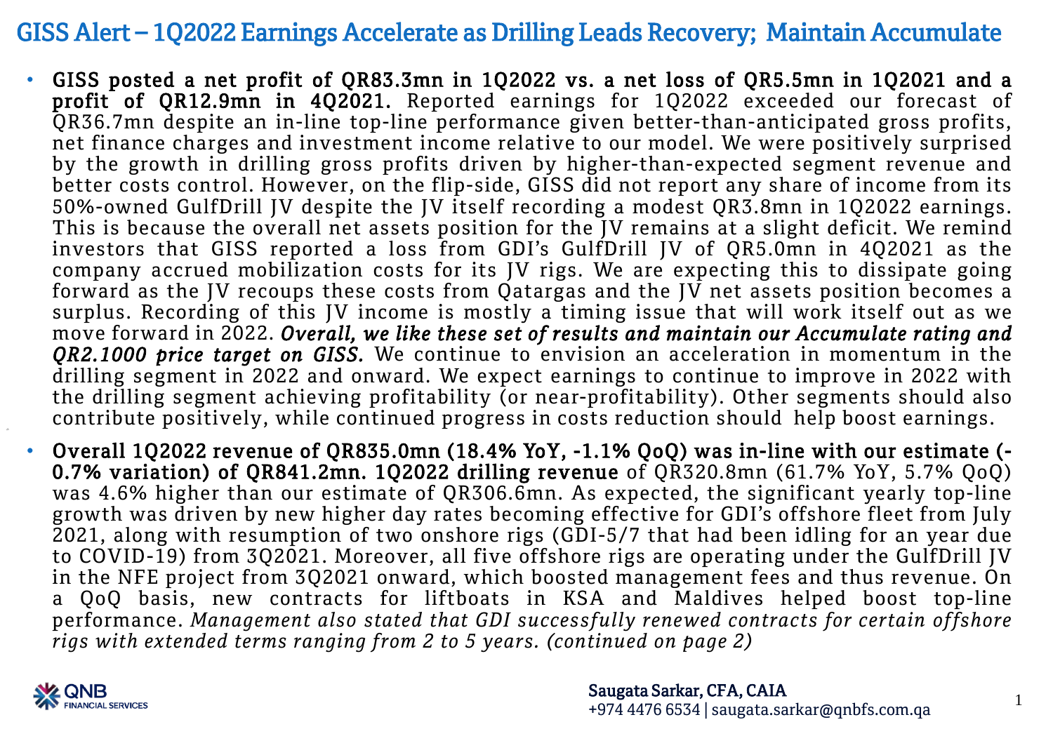# GISS Alert – 1Q2022 Earnings Accelerate as Drilling Leads Recovery; Maintain Accumulate

- **GISS posted a net profit of QR83.3mn in 1Q2022 vs. a net loss of QR5.5mn in 1Q2021 and a profit of QR12.9mn in 4Q2021.** Reported earnings for 1Q2022 exceeded our forecast of QR36.7mn despite an in-line top-line performance given better-than-anticipated gross profits, net finance charges and investment income relative to our model. We were positively surprised by the growth in drilling gross profits driven by higher-than-expected segment revenue and better costs control. However, on the flip-side, GISS did not report any share of income from its 50%-owned GulfDrill JV despite the JV itself recording a modest QR3.8mn in 1Q2022 earnings. This is because the overall net assets position for the JV remains at a slight deficit. We remind investors that GISS reported a loss from GDI's GulfDrill JV of QR5.0mn in 4Q2021 as the company accrued mobilization costs for its JV rigs. We are expecting this to dissipate going forward as the JV recoups these costs from Qatargas and the JV net assets position becomes a surplus. Recording of this JV income is mostly a timing issue that will work itself out as we move forward in 2022. ***Overall, we like these set of results and maintain our Accumulate rating and QR2.1000 price target on GISS.*** We continue to envision an acceleration in momentum in the drilling segment in 2022 and onward. We expect earnings to continue to improve in 2022 with the drilling segment achieving profitability (or near-profitability). Other segments should also contribute positively, while continued progress in costs reduction should help boost earnings.

- **Overall 1Q2022 revenue of QR835.0mn (18.4% YoY, -1.1% QoQ) was in-line with our estimate (-0.7% variation) of QR841.2mn. 1Q2022 drilling revenue** of QR320.8mn (61.7% YoY, 5.7% QoQ) was 4.6% higher than our estimate of QR306.6mn. As expected, the significant yearly top-line growth was driven by new higher day rates becoming effective for GDI's offshore fleet from July 2021, along with resumption of two onshore rigs (GDI-5/7 that had been idling for an year due to COVID-19) from 3Q2021. Moreover, all five offshore rigs are operating under the GulfDrill JV in the NFE project from 3Q2021 onward, which boosted management fees and thus revenue. On a QoQ basis, new contracts for liftboats in KSA and Maldives helped boost top-line performance. *Management also stated that GDI successfully renewed contracts for certain offshore rigs with extended terms ranging from 2 to 5 years. (continued on page 2)*

Saugata Sarkar, CFA, CAIA
+974 4476 6534 | saugata.sarkar@qnbfs.com.qa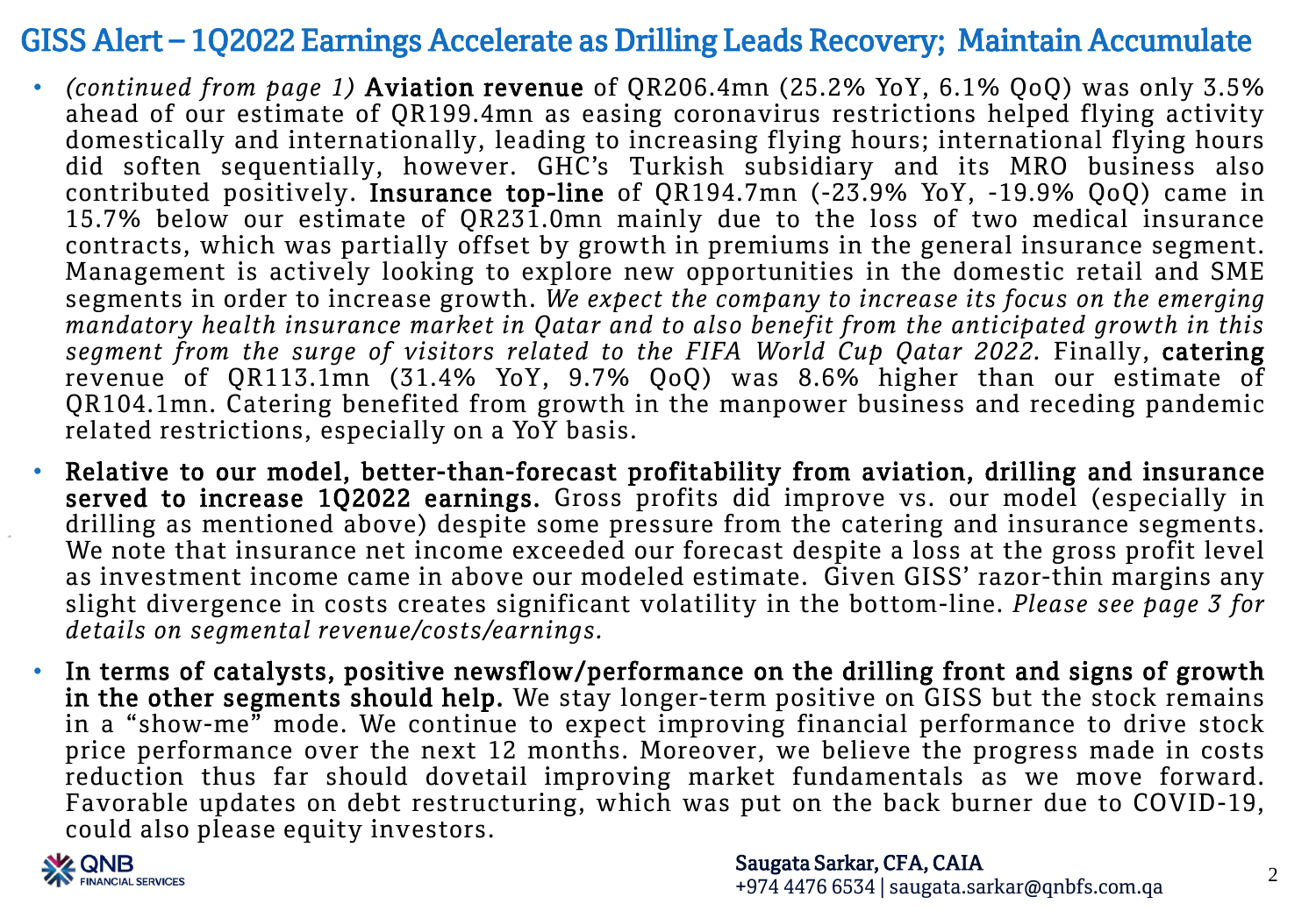# GISS Alert – 1Q2022 Earnings Accelerate as Drilling Leads Recovery; Maintain Accumulate

- *(continued from page 1)* **Aviation revenue** of QR206.4mn (25.2% YoY, 6.1% QoQ) was only 3.5% ahead of our estimate of QR199.4mn as easing coronavirus restrictions helped flying activity domestically and internationally, leading to increasing flying hours; international flying hours did soften sequentially, however. GHC's Turkish subsidiary and its MRO business also contributed positively. **Insurance top-line** of QR194.7mn (-23.9% YoY, -19.9% QoQ) came in 15.7% below our estimate of QR231.0mn mainly due to the loss of two medical insurance contracts, which was partially offset by growth in premiums in the general insurance segment. Management is actively looking to explore new opportunities in the domestic retail and SME segments in order to increase growth. *We expect the company to increase its focus on the emerging mandatory health insurance market in Qatar and to also benefit from the anticipated growth in this segment from the surge of visitors related to the FIFA World Cup Qatar 2022.* Finally, **catering** revenue of QR113.1mn (31.4% YoY, 9.7% QoQ) was 8.6% higher than our estimate of QR104.1mn. Catering benefited from growth in the manpower business and receding pandemic related restrictions, especially on a YoY basis.

- **Relative to our model, better-than-forecast profitability from aviation, drilling and insurance served to increase 1Q2022 earnings.** Gross profits did improve vs. our model (especially in drilling as mentioned above) despite some pressure from the catering and insurance segments. We note that insurance net income exceeded our forecast despite a loss at the gross profit level as investment income came in above our modeled estimate. Given GISS' razor-thin margins any slight divergence in costs creates significant volatility in the bottom-line. *Please see page 3 for details on segmental revenue/costs/earnings.*

- **In terms of catalysts, positive newsflow/performance on the drilling front and signs of growth in the other segments should help.** We stay longer-term positive on GISS but the stock remains in a "show-me" mode. We continue to expect improving financial performance to drive stock price performance over the next 12 months. Moreover, we believe the progress made in costs reduction thus far should dovetail improving market fundamentals as we move forward. Favorable updates on debt restructuring, which was put on the back burner due to COVID-19, could also please equity investors.

Saugata Sarkar, CFA, CAIA
+974 4476 6534 | saugata.sarkar@qnbfs.com.qa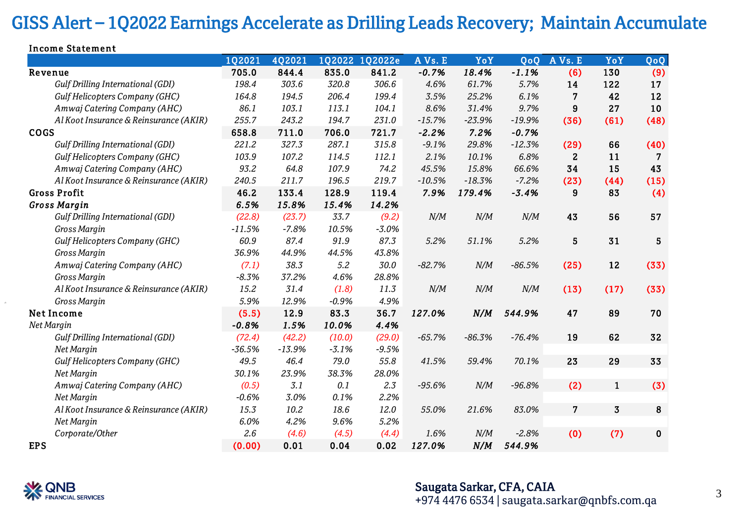# GISS Alert – 1Q2022 Earnings Accelerate as Drilling Leads Recovery; Maintain Accumulate

**Income Statement**

| | 1Q2021 | 4Q2021 | 1Q2022 | 1Q2022e | A Vs. E | YoY | QoQ | A Vs. E | YoY | QoQ |
|---|---|---|---|---|---|---|---|---|---|---|
| **Revenue** | **705.0** | **844.4** | **835.0** | **841.2** | ***-0.7%*** | ***18.4%*** | ***-1.1%*** | (6) | 130 | (9) |
| *Gulf Drilling International (GDI)* | *198.4* | *303.6* | *320.8* | *306.6* | *4.6%* | *61.7%* | *5.7%* | 14 | 122 | 17 |
| *Gulf Helicopters Company (GHC)* | *164.8* | *194.5* | *206.4* | *199.4* | *3.5%* | *25.2%* | *6.1%* | 7 | 42 | 12 |
| *Amwaj Catering Company (AHC)* | *86.1* | *103.1* | *113.1* | *104.1* | *8.6%* | *31.4%* | *9.7%* | 9 | 27 | 10 |
| *Al Koot Insurance & Reinsurance (AKIR)* | *255.7* | *243.2* | *194.7* | *231.0* | *-15.7%* | *-23.9%* | *-19.9%* | (36) | (61) | (48) |
| **COGS** | **658.8** | **711.0** | **706.0** | **721.7** | ***-2.2%*** | ***7.2%*** | ***-0.7%*** | | | |
| *Gulf Drilling International (GDI)* | *221.2* | *327.3* | *287.1* | *315.8* | *-9.1%* | *29.8%* | *-12.3%* | (29) | 66 | (40) |
| *Gulf Helicopters Company (GHC)* | *103.9* | *107.2* | *114.5* | *112.1* | *2.1%* | *10.1%* | *6.8%* | 2 | 11 | 7 |
| *Amwaj Catering Company (AHC)* | *93.2* | *64.8* | *107.9* | *74.2* | *45.5%* | *15.8%* | *66.6%* | 34 | 15 | 43 |
| *Al Koot Insurance & Reinsurance (AKIR)* | *240.5* | *211.7* | *196.5* | *219.7* | *-10.5%* | *-18.3%* | *-7.2%* | (23) | (44) | (15) |
| **Gross Profit** | **46.2** | **133.4** | **128.9** | **119.4** | ***7.9%*** | ***179.4%*** | ***-3.4%*** | 9 | 83 | (4) |
| ***Gross Margin*** | ***6.5%*** | ***15.8%*** | ***15.4%*** | ***14.2%*** | | | | | | |
| *Gulf Drilling International (GDI)* | *(22.8)* | *(23.7)* | *33.7* | *(9.2)* | *N/M* | *N/M* | *N/M* | 43 | 56 | 57 |
| *Gross Margin* | *-11.5%* | *-7.8%* | *10.5%* | *-3.0%* | | | | | | |
| *Gulf Helicopters Company (GHC)* | *60.9* | *87.4* | *91.9* | *87.3* | *5.2%* | *51.1%* | *5.2%* | 5 | 31 | 5 |
| *Gross Margin* | *36.9%* | *44.9%* | *44.5%* | *43.8%* | | | | | | |
| *Amwaj Catering Company (AHC)* | *(7.1)* | *38.3* | *5.2* | *30.0* | *-82.7%* | *N/M* | *-86.5%* | (25) | 12 | (33) |
| *Gross Margin* | *-8.3%* | *37.2%* | *4.6%* | *28.8%* | | | | | | |
| *Al Koot Insurance & Reinsurance (AKIR)* | *15.2* | *31.4* | *(1.8)* | *11.3* | *N/M* | *N/M* | *N/M* | (13) | (17) | (33) |
| *Gross Margin* | *5.9%* | *12.9%* | *-0.9%* | *4.9%* | | | | | | |
| **Net Income** | **(5.5)** | **12.9** | **83.3** | **36.7** | ***127.0%*** | ***N/M*** | ***544.9%*** | 47 | 89 | 70 |
| *Net Margin* | ***-0.8%*** | ***1.5%*** | ***10.0%*** | ***4.4%*** | | | | | | |
| *Gulf Drilling International (GDI)* | *(72.4)* | *(42.2)* | *(10.0)* | *(29.0)* | *-65.7%* | *-86.3%* | *-76.4%* | 19 | 62 | 32 |
| *Net Margin* | *-36.5%* | *-13.9%* | *-3.1%* | *-9.5%* | | | | | | |
| *Gulf Helicopters Company (GHC)* | *49.5* | *46.4* | *79.0* | *55.8* | *41.5%* | *59.4%* | *70.1%* | 23 | 29 | 33 |
| *Net Margin* | *30.1%* | *23.9%* | *38.3%* | *28.0%* | | | | | | |
| *Amwaj Catering Company (AHC)* | *(0.5)* | *3.1* | *0.1* | *2.3* | *-95.6%* | *N/M* | *-96.8%* | (2) | 1 | (3) |
| *Net Margin* | *-0.6%* | *3.0%* | *0.1%* | *2.2%* | | | | | | |
| *Al Koot Insurance & Reinsurance (AKIR)* | *15.3* | *10.2* | *18.6* | *12.0* | *55.0%* | *21.6%* | *83.0%* | 7 | 3 | 8 |
| *Net Margin* | *6.0%* | *4.2%* | *9.6%* | *5.2%* | | | | | | |
| *Corporate/Other* | *2.6* | *(4.6)* | *(4.5)* | *(4.4)* | *1.6%* | *N/M* | *-2.8%* | (0) | (7) | 0 |
| **EPS** | **(0.00)** | **0.01** | **0.04** | **0.02** | ***127.0%*** | ***N/M*** | ***544.9%*** | | | |

**Saugata Sarkar, CFA, CAIA**
+974 4476 6534 | saugata.sarkar@qnbfs.com.qa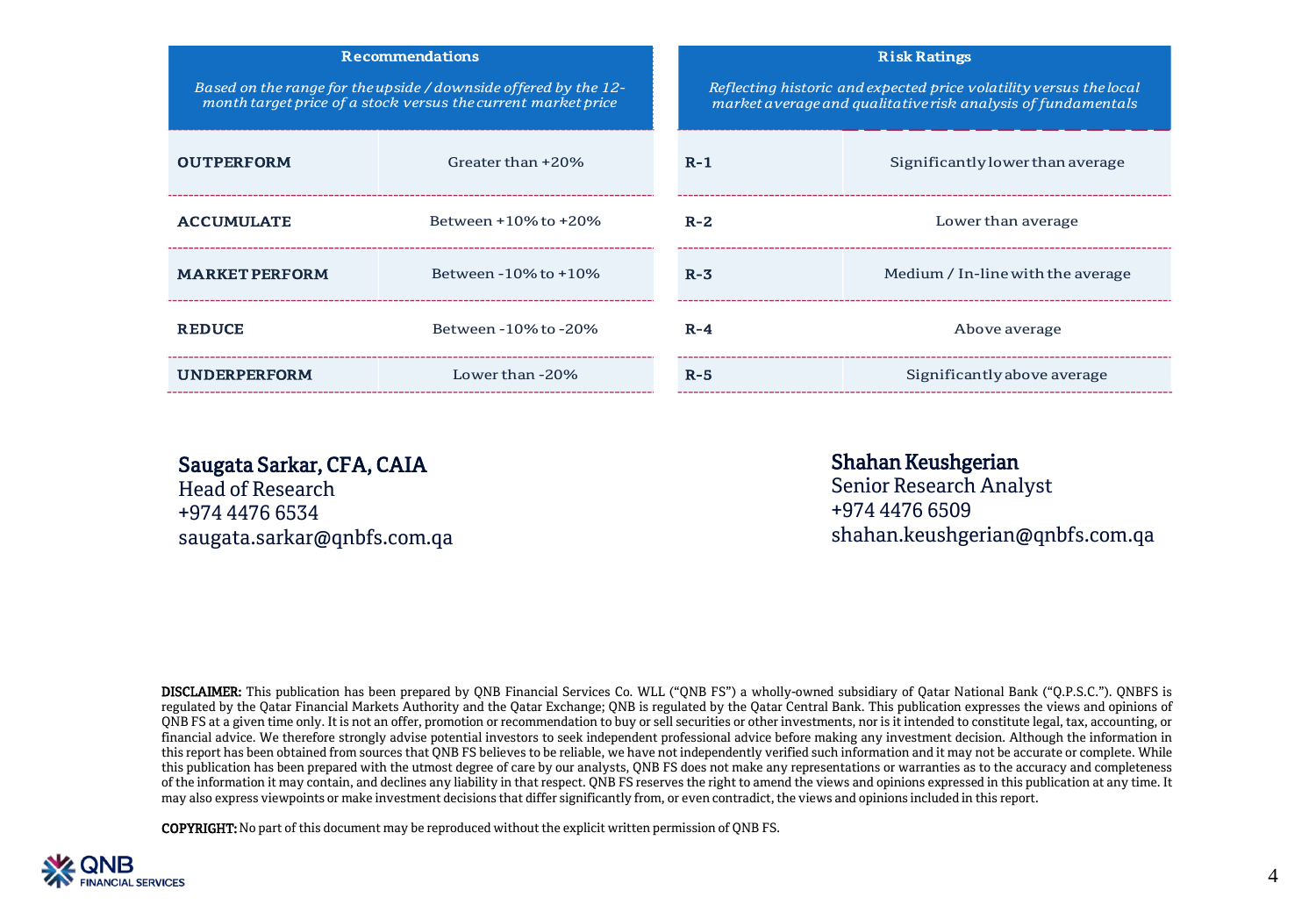| Recommendations | |
|---|---|
| *Based on the range for the upside / downside offered by the 12-month target price of a stock versus the current market price* | |
| **OUTPERFORM** | Greater than +20% |
| **ACCUMULATE** | Between +10% to +20% |
| **MARKET PERFORM** | Between -10% to +10% |
| **REDUCE** | Between -10% to -20% |
| **UNDERPERFORM** | Lower than -20% |

| Risk Ratings | |
|---|---|
| *Reflecting historic and expected price volatility versus the local market average and qualitative risk analysis of fundamentals* | |
| **R-1** | Significantly lower than average |
| **R-2** | Lower than average |
| **R-3** | Medium / In-line with the average |
| **R-4** | Above average |
| **R-5** | Significantly above average |

**Saugata Sarkar, CFA, CAIA**
Head of Research
+974 4476 6534
saugata.sarkar@qnbfs.com.qa

**Shahan Keushgerian**
Senior Research Analyst
+974 4476 6509
shahan.keushgerian@qnbfs.com.qa

**DISCLAIMER:** This publication has been prepared by QNB Financial Services Co. WLL ("QNB FS") a wholly-owned subsidiary of Qatar National Bank ("Q.P.S.C."). QNBFS is regulated by the Qatar Financial Markets Authority and the Qatar Exchange; QNB is regulated by the Qatar Central Bank. This publication expresses the views and opinions of QNB FS at a given time only. It is not an offer, promotion or recommendation to buy or sell securities or other investments, nor is it intended to constitute legal, tax, accounting, or financial advice. We therefore strongly advise potential investors to seek independent professional advice before making any investment decision. Although the information in this report has been obtained from sources that QNB FS believes to be reliable, we have not independently verified such information and it may not be accurate or complete. While this publication has been prepared with the utmost degree of care by our analysts, QNB FS does not make any representations or warranties as to the accuracy and completeness of the information it may contain, and declines any liability in that respect. QNB FS reserves the right to amend the views and opinions expressed in this publication at any time. It may also express viewpoints or make investment decisions that differ significantly from, or even contradict, the views and opinions included in this report.

**COPYRIGHT:** No part of this document may be reproduced without the explicit written permission of QNB FS.